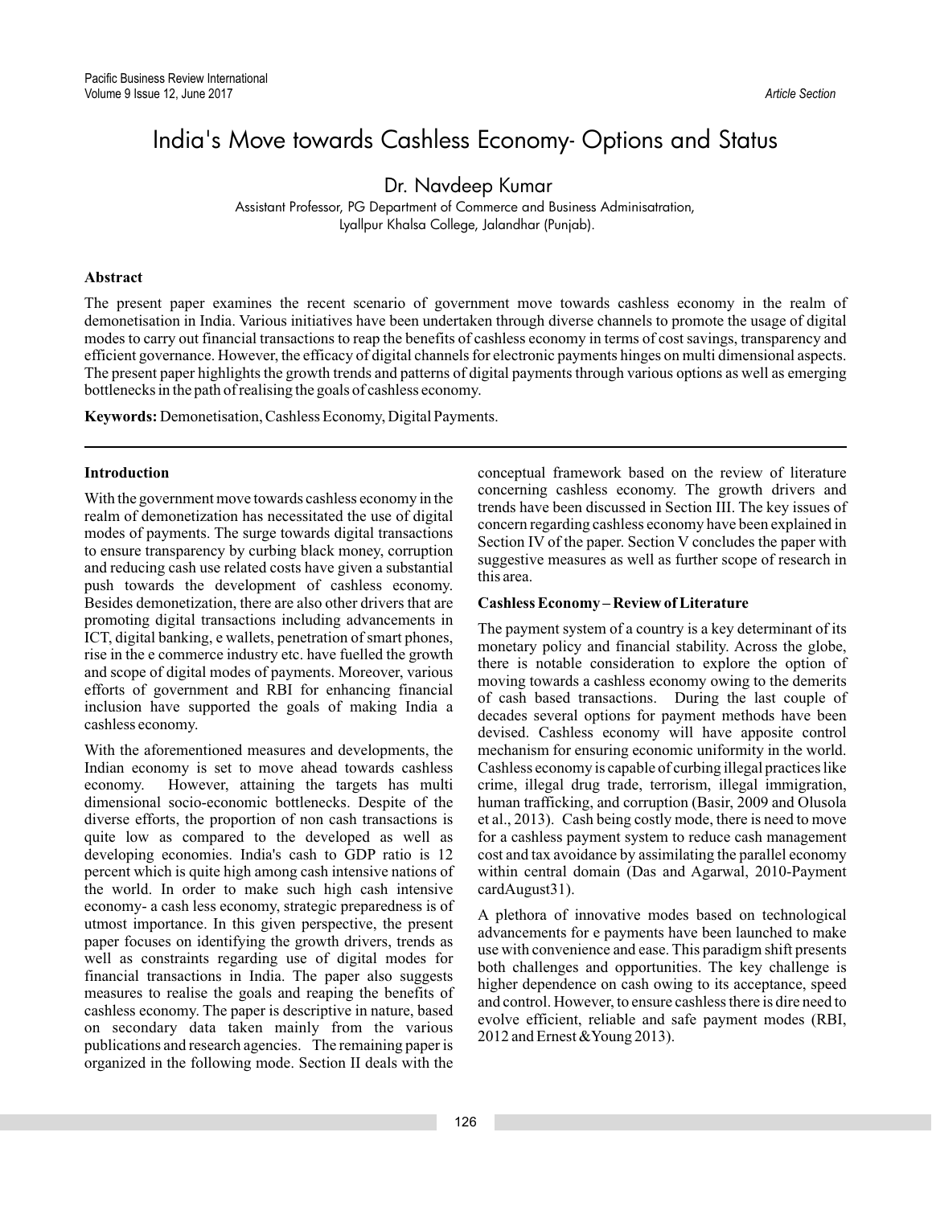# India's Move towards Cashless Economy- Options and Status

Dr. Navdeep Kumar

Assistant Professor, PG Department of Commerce and Business Adminisatration, Lyallpur Khalsa College, Jalandhar (Punjab).

## Abstract

The present paper examines the recent scenario of government move towards cashless economy in the realm of demonetisation in India. Various initiatives have been undertaken through diverse channels to promote the usage of digital modes to carry out financial transactions to reap the benefits of cashless economy in terms of cost savings, transparency and efficient governance. However, the efficacy of digital channels for electronic payments hinges on multi dimensional aspects. The present paper highlights the growth trends and patterns of digital payments through various options as well as emerging bottlenecks in the path of realising the goals of cashless economy.

**Keywords:** Demonetisation, Cashless Economy, Digital Payments.

## Introduction

With the government move towards cashless economy in the realm of demonetization has necessitated the use of digital modes of payments. The surge towards digital transactions to ensure transparency by curbing black money, corruption and reducing cash use related costs have given a substantial push towards the development of cashless economy. Besides demonetization, there are also other drivers that are promoting digital transactions including advancements in ICT, digital banking, e wallets, penetration of smart phones, rise in the e commerce industry etc. have fuelled the growth and scope of digital modes of payments. Moreover, various efforts of government and RBI for enhancing financial inclusion have supported the goals of making India a cashless economy.

With the aforementioned measures and developments, the Indian economy is set to move ahead towards cashless economy. However, attaining the targets has multi dimensional socio-economic bottlenecks. Despite of the diverse efforts, the proportion of non cash transactions is quite low as compared to the developed as well as developing economies. India's cash to GDP ratio is 12 percent which is quite high among cash intensive nations of the world. In order to make such high cash intensive economy- a cash less economy, strategic preparedness is of utmost importance. In this given perspective, the present paper focuses on identifying the growth drivers, trends as well as constraints regarding use of digital modes for financial transactions in India. The paper also suggests measures to realise the goals and reaping the benefits of cashless economy. The paper is descriptive in nature, based on secondary data taken mainly from the various publications and research agencies. The remaining paper is organized in the following mode. Section II deals with the conceptual framework based on the review of literature concerning cashless economy. The growth drivers and trends have been discussed in Section III. The key issues of concern regarding cashless economy have been explained in Section IV of the paper. Section V concludes the paper with suggestive measures as well as further scope of research in this area.

## Cashless Economy – Review of Literature

The payment system of a country is a key determinant of its monetary policy and financial stability. Across the globe, there is notable consideration to explore the option of moving towards a cashless economy owing to the demerits of cash based transactions. During the last couple of decades several options for payment methods have been devised. Cashless economy will have apposite control mechanism for ensuring economic uniformity in the world. Cashless economy is capable of curbing illegal practices like crime, illegal drug trade, terrorism, illegal immigration, human trafficking, and corruption (Basir, 2009 and Olusola et al., 2013). Cash being costly mode, there is need to move for a cashless payment system to reduce cash management cost and tax avoidance by assimilating the parallel economy within central domain (Das and Agarwal, 2010-Payment cardAugust31).

A plethora of innovative modes based on technological advancements for e payments have been launched to make use with convenience and ease. This paradigm shift presents both challenges and opportunities. The key challenge is higher dependence on cash owing to its acceptance, speed and control. However, to ensure cashless there is dire need to evolve efficient, reliable and safe payment modes (RBI, 2012 and Ernest &Young 2013).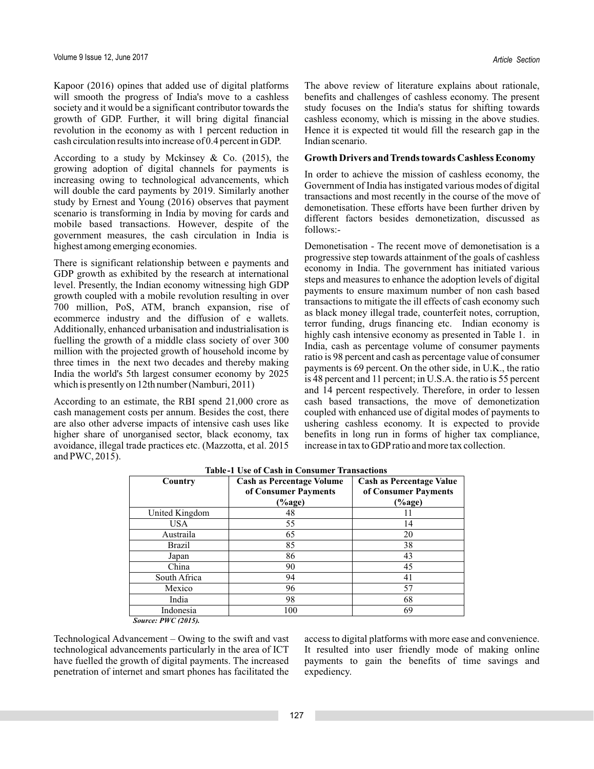Kapoor (2016) opines that added use of digital platforms will smooth the progress of India's move to a cashless society and it would be a significant contributor towards the growth of GDP. Further, it will bring digital financial revolution in the economy as with 1 percent reduction in cash circulation results into increase of 0.4 percent in GDP.

According to a study by Mckinsey & Co. (2015), the growing adoption of digital channels for payments is increasing owing to technological advancements, which will double the card payments by 2019. Similarly another study by Ernest and Young (2016) observes that payment scenario is transforming in India by moving for cards and mobile based transactions. However, despite of the government measures, the cash circulation in India is highest among emerging economies.

There is significant relationship between e payments and GDP growth as exhibited by the research at international level. Presently, the Indian economy witnessing high GDP growth coupled with a mobile revolution resulting in over 700 million, PoS, ATM, branch expansion, rise of ecommerce industry and the diffusion of e wallets. Additionally, enhanced urbanisation and industrialisation is fuelling the growth of a middle class society of over 300 million with the projected growth of household income by three times in the next two decades and thereby making India the world's 5th largest consumer economy by 2025 which is presently on 12th number (Namburi, 2011)

According to an estimate, the RBI spend 21,000 crore as cash management costs per annum. Besides the cost, there are also other adverse impacts of intensive cash uses like higher share of unorganised sector, black economy, tax avoidance, illegal trade practices etc. (Mazzotta, et al. 2015 and PWC, 2015).

The above review of literature explains about rationale, benefits and challenges of cashless economy. The present study focuses on the India's status for shifting towards cashless economy, which is missing in the above studies. Hence it is expected tit would fill the research gap in the Indian scenario.

## Growth Drivers and Trends towards Cashless Economy

In order to achieve the mission of cashless economy, the Government of India has instigated various modes of digital transactions and most recently in the course of the move of demonetisation. These efforts have been further driven by different factors besides demonetization, discussed as follows:-

Demonetisation - The recent move of demonetisation is a progressive step towards attainment of the goals of cashless economy in India. The government has initiated various steps and measures to enhance the adoption levels of digital payments to ensure maximum number of non cash based transactions to mitigate the ill effects of cash economy such as black money illegal trade, counterfeit notes, corruption, terror funding, drugs financing etc. Indian economy is highly cash intensive economy as presented in Table 1. in India, cash as percentage volume of consumer payments ratio is 98 percent and cash as percentage value of consumer payments is 69 percent. On the other side, in U.K., the ratio is 48 percent and 11 percent; in U.S.A. the ratio is 55 percent and 14 percent respectively. Therefore, in order to lessen cash based transactions, the move of demonetization coupled with enhanced use of digital modes of payments to ushering cashless economy. It is expected to provide benefits in long run in forms of higher tax compliance, increase in tax to GDP ratio and more tax collection.

**Table-1 Use of Cash in Consumer Transactions**

| Country | Cash as Percentage Volume of Consumer Payments (%age) | Cash as Percentage Value of Consumer Payments (%age) |
|---|---|---|
| United Kingdom | 48 | 11 |
| USA | 55 | 14 |
| Austraila | 65 | 20 |
| Brazil | 85 | 38 |
| Japan | 86 | 43 |
| China | 90 | 45 |
| South Africa | 94 | 41 |
| Mexico | 96 | 57 |
| India | 98 | 68 |
| Indonesia | 100 | 69 |

***Source: PWC (2015).***

Technological Advancement – Owing to the swift and vast technological advancements particularly in the area of ICT have fuelled the growth of digital payments. The increased penetration of internet and smart phones has facilitated the access to digital platforms with more ease and convenience. It resulted into user friendly mode of making online payments to gain the benefits of time savings and expediency.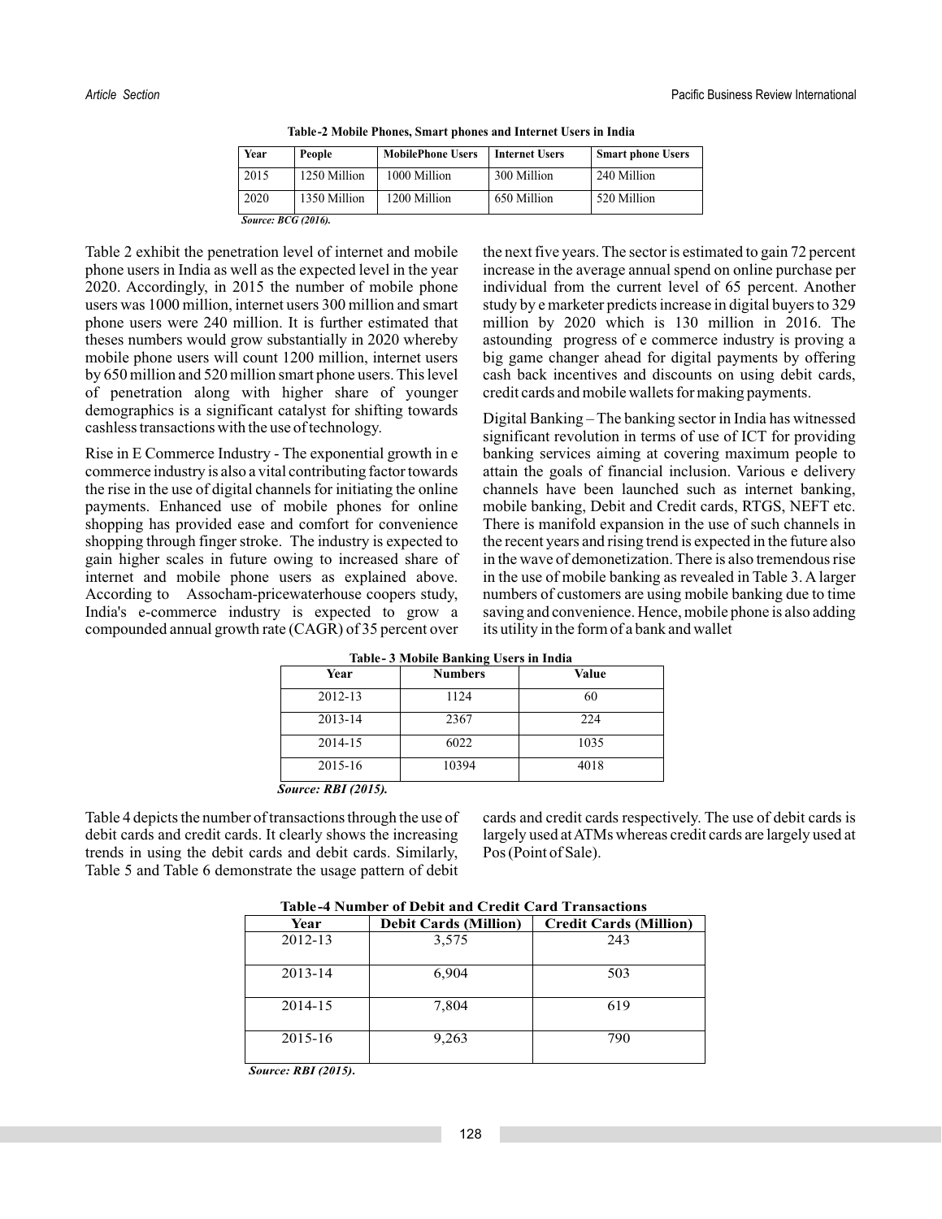**Table-2 Mobile Phones, Smart phones and Internet Users in India**

| Year | People | MobilePhone Users | Internet Users | Smart phone Users |
|---|---|---|---|---|
| 2015 | 1250 Million | 1000 Million | 300 Million | 240 Million |
| 2020 | 1350 Million | 1200 Million | 650 Million | 520 Million |

*Source: BCG (2016).*

Table 2 exhibit the penetration level of internet and mobile phone users in India as well as the expected level in the year 2020. Accordingly, in 2015 the number of mobile phone users was 1000 million, internet users 300 million and smart phone users were 240 million. It is further estimated that theses numbers would grow substantially in 2020 whereby mobile phone users will count 1200 million, internet users by 650 million and 520 million smart phone users. This level of penetration along with higher share of younger demographics is a significant catalyst for shifting towards cashless transactions with the use of technology.

Rise in E Commerce Industry - The exponential growth in e commerce industry is also a vital contributing factor towards the rise in the use of digital channels for initiating the online payments. Enhanced use of mobile phones for online shopping has provided ease and comfort for convenience shopping through finger stroke. The industry is expected to gain higher scales in future owing to increased share of internet and mobile phone users as explained above. According to Assocham-pricewaterhouse coopers study, India's e-commerce industry is expected to grow a compounded annual growth rate (CAGR) of 35 percent over the next five years. The sector is estimated to gain 72 percent increase in the average annual spend on online purchase per individual from the current level of 65 percent. Another study by e marketer predicts increase in digital buyers to 329 million by 2020 which is 130 million in 2016. The astounding progress of e commerce industry is proving a big game changer ahead for digital payments by offering cash back incentives and discounts on using debit cards, credit cards and mobile wallets for making payments.

Digital Banking – The banking sector in India has witnessed significant revolution in terms of use of ICT for providing banking services aiming at covering maximum people to attain the goals of financial inclusion. Various e delivery channels have been launched such as internet banking, mobile banking, Debit and Credit cards, RTGS, NEFT etc. There is manifold expansion in the use of such channels in the recent years and rising trend is expected in the future also in the wave of demonetization. There is also tremendous rise in the use of mobile banking as revealed in Table 3. A larger numbers of customers are using mobile banking due to time saving and convenience. Hence, mobile phone is also adding its utility in the form of a bank and wallet

**Table- 3 Mobile Banking Users in India**

| Year | Numbers | Value |
|---|---|---|
| 2012-13 | 1124 | 60 |
| 2013-14 | 2367 | 224 |
| 2014-15 | 6022 | 1035 |
| 2015-16 | 10394 | 4018 |

*Source: RBI (2015).*

Table 4 depicts the number of transactions through the use of debit cards and credit cards. It clearly shows the increasing trends in using the debit cards and debit cards. Similarly, Table 5 and Table 6 demonstrate the usage pattern of debit cards and credit cards respectively. The use of debit cards is largely used at ATMs whereas credit cards are largely used at Pos (Point of Sale).

**Table-4 Number of Debit and Credit Card Transactions**

| Year | Debit Cards (Million) | Credit Cards (Million) |
|---|---|---|
| 2012-13 | 3,575 | 243 |
| 2013-14 | 6,904 | 503 |
| 2014-15 | 7,804 | 619 |
| 2015-16 | 9,263 | 790 |

*Source: RBI (2015).*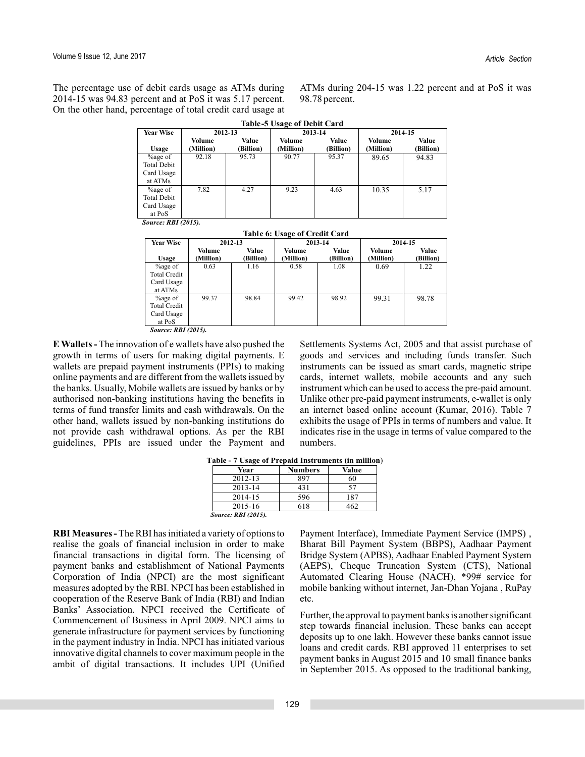The percentage use of debit cards usage as ATMs during 2014-15 was 94.83 percent and at PoS it was 5.17 percent. On the other hand, percentage of total credit card usage at ATMs during 204-15 was 1.22 percent and at PoS it was 98.78 percent.

**Table-5 Usage of Debit Card**

| Year Wise | 2012-13 | | 2013-14 | | 2014-15 | |
|---|---|---|---|---|---|---|
| Usage | Volume (Million) | Value (Billion) | Volume (Million) | Value (Billion) | Volume (Million) | Value (Billion) |
| %age of Total Debit Card Usage at ATMs | 92.18 | 95.73 | 90.77 | 95.37 | 89.65 | 94.83 |
| %age of Total Debit Card Usage at PoS | 7.82 | 4.27 | 9.23 | 4.63 | 10.35 | 5.17 |

*Source: RBI (2015).*

**Table 6: Usage of Credit Card**

| Year Wise | 2012-13 | | 2013-14 | | 2014-15 | |
|---|---|---|---|---|---|---|
| Usage | Volume (Million) | Value (Billion) | Volume (Million) | Value (Billion) | Volume (Million) | Value (Billion) |
| %age of Total Credit Card Usage at ATMs | 0.63 | 1.16 | 0.58 | 1.08 | 0.69 | 1.22 |
| %age of Total Credit Card Usage at PoS | 99.37 | 98.84 | 99.42 | 98.92 | 99.31 | 98.78 |

*Source: RBI (2015).*

**E Wallets -** The innovation of e wallets have also pushed the growth in terms of users for making digital payments. E wallets are prepaid payment instruments (PPIs) to making online payments and are different from the wallets issued by the banks. Usually, Mobile wallets are issued by banks or by authorised non-banking institutions having the benefits in terms of fund transfer limits and cash withdrawals. On the other hand, wallets issued by non-banking institutions do not provide cash withdrawal options. As per the RBI guidelines, PPIs are issued under the Payment and Settlements Systems Act, 2005 and that assist purchase of goods and services and including funds transfer. Such instruments can be issued as smart cards, magnetic stripe cards, internet wallets, mobile accounts and any such instrument which can be used to access the pre-paid amount. Unlike other pre-paid payment instruments, e-wallet is only an internet based online account (Kumar, 2016). Table 7 exhibits the usage of PPIs in terms of numbers and value. It indicates rise in the usage in terms of value compared to the numbers.

**Table - 7 Usage of Prepaid Instruments (in million)**

| Year | Numbers | Value |
|---|---|---|
| 2012-13 | 897 | 60 |
| 2013-14 | 431 | 57 |
| 2014-15 | 596 | 187 |
| 2015-16 | 618 | 462 |

*Source: RBI (2015).*

**RBI Measures -** The RBI has initiated a variety of options to realise the goals of financial inclusion in order to make financial transactions in digital form. The licensing of payment banks and establishment of National Payments Corporation of India (NPCI) are the most significant measures adopted by the RBI. NPCI has been established in cooperation of the Reserve Bank of India (RBI) and Indian Banks' Association. NPCI received the Certificate of Commencement of Business in April 2009. NPCI aims to generate infrastructure for payment services by functioning in the payment industry in India. NPCI has initiated various innovative digital channels to cover maximum people in the ambit of digital transactions. It includes UPI (Unified Payment Interface), Immediate Payment Service (IMPS) , Bharat Bill Payment System (BBPS), Aadhaar Payment Bridge System (APBS), Aadhaar Enabled Payment System (AEPS), Cheque Truncation System (CTS), National Automated Clearing House (NACH), *99# service for mobile banking without internet, Jan-Dhan Yojana , RuPay etc.

Further, the approval to payment banks is another significant step towards financial inclusion. These banks can accept deposits up to one lakh. However these banks cannot issue loans and credit cards. RBI approved 11 enterprises to set payment banks in August 2015 and 10 small finance banks in September 2015. As opposed to the traditional banking,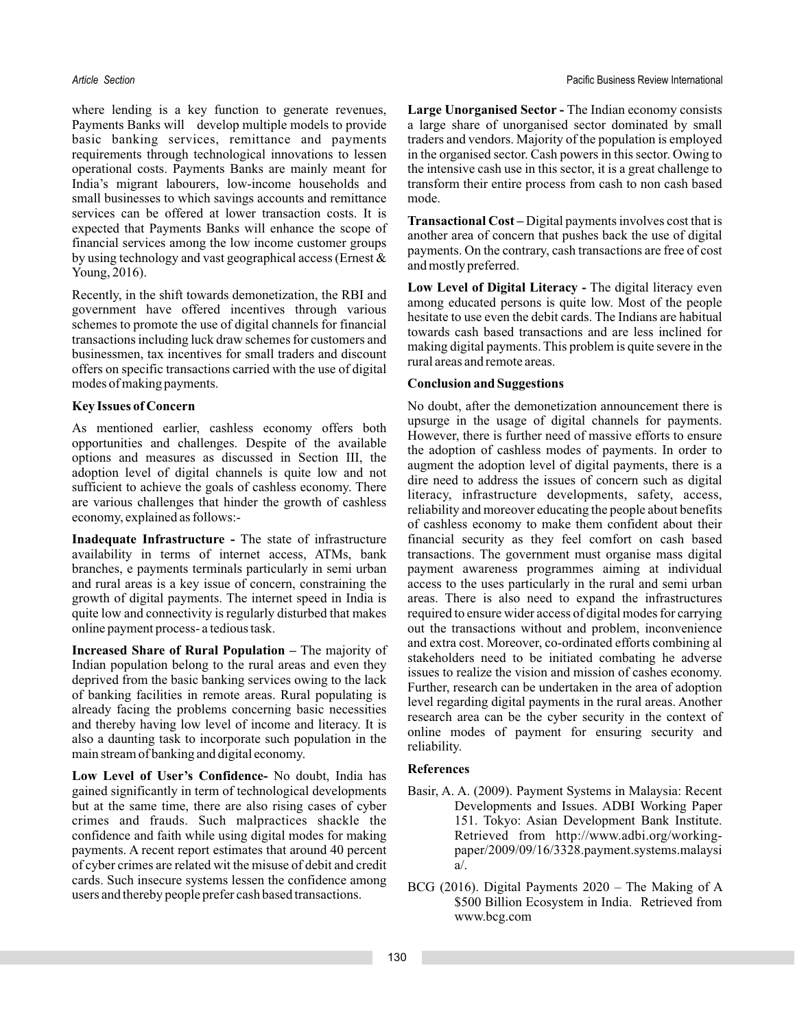where lending is a key function to generate revenues, Payments Banks will develop multiple models to provide basic banking services, remittance and payments requirements through technological innovations to lessen operational costs. Payments Banks are mainly meant for India's migrant labourers, low-income households and small businesses to which savings accounts and remittance services can be offered at lower transaction costs. It is expected that Payments Banks will enhance the scope of financial services among the low income customer groups by using technology and vast geographical access (Ernest & Young, 2016).

Recently, in the shift towards demonetization, the RBI and government have offered incentives through various schemes to promote the use of digital channels for financial transactions including luck draw schemes for customers and businessmen, tax incentives for small traders and discount offers on specific transactions carried with the use of digital modes of making payments.

### Key Issues of Concern

As mentioned earlier, cashless economy offers both opportunities and challenges. Despite of the available options and measures as discussed in Section III, the adoption level of digital channels is quite low and not sufficient to achieve the goals of cashless economy. There are various challenges that hinder the growth of cashless economy, explained as follows:-

**Inadequate Infrastructure -** The state of infrastructure availability in terms of internet access, ATMs, bank branches, e payments terminals particularly in semi urban and rural areas is a key issue of concern, constraining the growth of digital payments. The internet speed in India is quite low and connectivity is regularly disturbed that makes online payment process- a tedious task.

**Increased Share of Rural Population –** The majority of Indian population belong to the rural areas and even they deprived from the basic banking services owing to the lack of banking facilities in remote areas. Rural populating is already facing the problems concerning basic necessities and thereby having low level of income and literacy. It is also a daunting task to incorporate such population in the main stream of banking and digital economy.

**Low Level of User's Confidence-** No doubt, India has gained significantly in term of technological developments but at the same time, there are also rising cases of cyber crimes and frauds. Such malpractices shackle the confidence and faith while using digital modes for making payments. A recent report estimates that around 40 percent of cyber crimes are related wit the misuse of debit and credit cards. Such insecure systems lessen the confidence among users and thereby people prefer cash based transactions.

**Large Unorganised Sector -** The Indian economy consists a large share of unorganised sector dominated by small traders and vendors. Majority of the population is employed in the organised sector. Cash powers in this sector. Owing to the intensive cash use in this sector, it is a great challenge to transform their entire process from cash to non cash based mode.

**Transactional Cost –** Digital payments involves cost that is another area of concern that pushes back the use of digital payments. On the contrary, cash transactions are free of cost and mostly preferred.

**Low Level of Digital Literacy -** The digital literacy even among educated persons is quite low. Most of the people hesitate to use even the debit cards. The Indians are habitual towards cash based transactions and are less inclined for making digital payments. This problem is quite severe in the rural areas and remote areas.

### Conclusion and Suggestions

No doubt, after the demonetization announcement there is upsurge in the usage of digital channels for payments. However, there is further need of massive efforts to ensure the adoption of cashless modes of payments. In order to augment the adoption level of digital payments, there is a dire need to address the issues of concern such as digital literacy, infrastructure developments, safety, access, reliability and moreover educating the people about benefits of cashless economy to make them confident about their financial security as they feel comfort on cash based transactions. The government must organise mass digital payment awareness programmes aiming at individual access to the uses particularly in the rural and semi urban areas. There is also need to expand the infrastructures required to ensure wider access of digital modes for carrying out the transactions without and problem, inconvenience and extra cost. Moreover, co-ordinated efforts combining al stakeholders need to be initiated combating he adverse issues to realize the vision and mission of cashes economy. Further, research can be undertaken in the area of adoption level regarding digital payments in the rural areas. Another research area can be the cyber security in the context of online modes of payment for ensuring security and reliability.

### References

Basir, A. A. (2009). Payment Systems in Malaysia: Recent Developments and Issues. ADBI Working Paper 151. Tokyo: Asian Development Bank Institute. Retrieved from http://www.adbi.org/working-paper/2009/09/16/3328.payment.systems.malaysia/.

BCG (2016). Digital Payments 2020 – The Making of A $500 Billion Ecosystem in India. Retrieved from www.bcg.com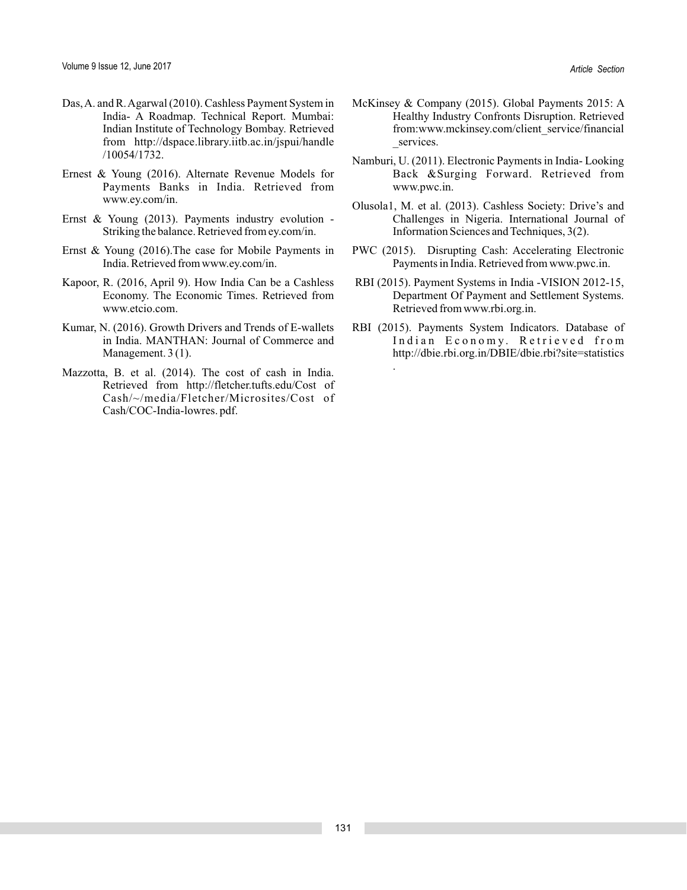Das, A. and R. Agarwal (2010). Cashless Payment System in India- A Roadmap. Technical Report. Mumbai: Indian Institute of Technology Bombay. Retrieved from http://dspace.library.iitb.ac.in/jspui/handle/10054/1732.

Ernest & Young (2016). Alternate Revenue Models for Payments Banks in India. Retrieved from www.ey.com/in.

Ernst & Young (2013). Payments industry evolution - Striking the balance. Retrieved from ey.com/in.

Ernst & Young (2016).The case for Mobile Payments in India. Retrieved from www.ey.com/in.

Kapoor, R. (2016, April 9). How India Can be a Cashless Economy. The Economic Times. Retrieved from www.etcio.com.

Kumar, N. (2016). Growth Drivers and Trends of E-wallets in India. MANTHAN: Journal of Commerce and Management. 3 (1).

Mazzotta, B. et al. (2014). The cost of cash in India. Retrieved from http://fletcher.tufts.edu/Cost of Cash/~/media/Fletcher/Microsites/Cost of Cash/COC-India-lowres. pdf.

McKinsey & Company (2015). Global Payments 2015: A Healthy Industry Confronts Disruption. Retrieved from:www.mckinsey.com/client_service/financial_services.

Namburi, U. (2011). Electronic Payments in India- Looking Back &Surging Forward. Retrieved from www.pwc.in.

Olusola1, M. et al. (2013). Cashless Society: Drive's and Challenges in Nigeria. International Journal of Information Sciences and Techniques, 3(2).

PWC (2015). Disrupting Cash: Accelerating Electronic Payments in India. Retrieved from www.pwc.in.

RBI (2015). Payment Systems in India -VISION 2012-15, Department Of Payment and Settlement Systems. Retrieved from www.rbi.org.in.

RBI (2015). Payments System Indicators. Database of Indian Economy. Retrieved from http://dbie.rbi.org.in/DBIE/dbie.rbi?site=statistics.